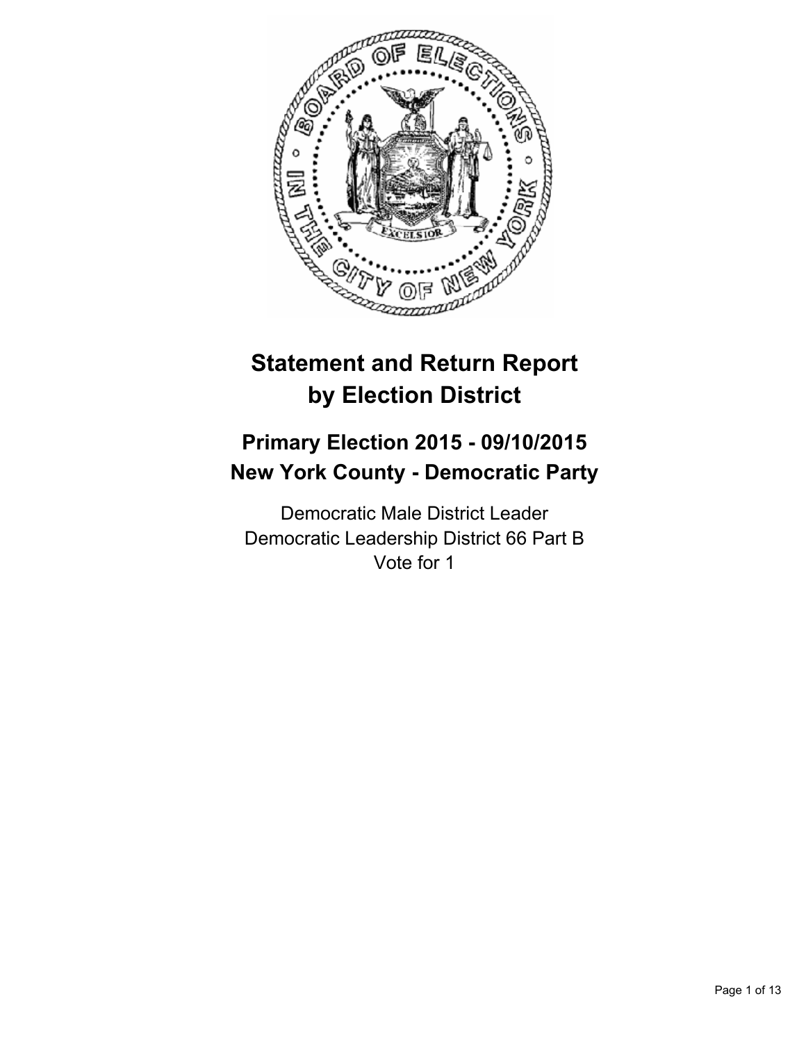# Statement and Return Report by Election District

## Primary Election 2015 - 09/10/2015
## New York County - Democratic Party

Democratic Male District Leader
Democratic Leadership District 66 Part B
Vote for 1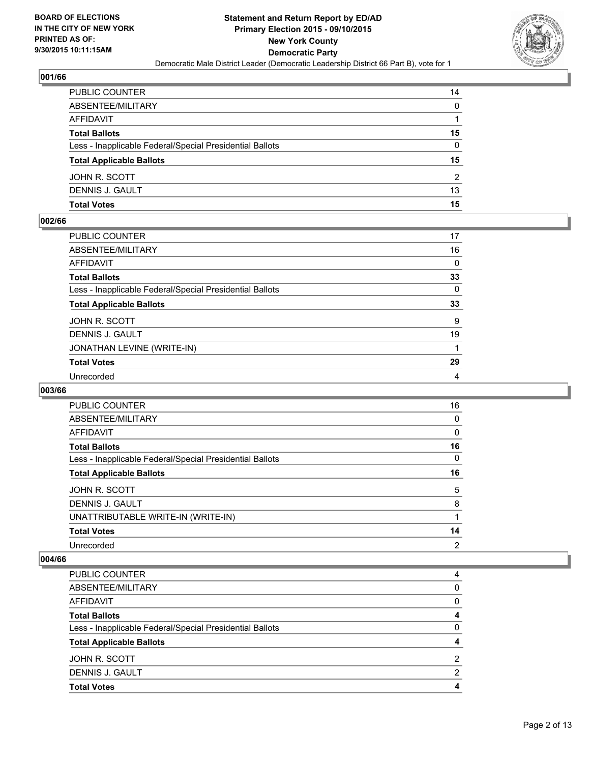## 001/66

| | |
|---|---|
| PUBLIC COUNTER | 14 |
| ABSENTEE/MILITARY | 0 |
| AFFIDAVIT | 1 |
| **Total Ballots** | **15** |
| Less - Inapplicable Federal/Special Presidential Ballots | 0 |
| **Total Applicable Ballots** | **15** |
| JOHN R. SCOTT | 2 |
| DENNIS J. GAULT | 13 |
| **Total Votes** | **15** |

## 002/66

| | |
|---|---|
| PUBLIC COUNTER | 17 |
| ABSENTEE/MILITARY | 16 |
| AFFIDAVIT | 0 |
| **Total Ballots** | **33** |
| Less - Inapplicable Federal/Special Presidential Ballots | 0 |
| **Total Applicable Ballots** | **33** |
| JOHN R. SCOTT | 9 |
| DENNIS J. GAULT | 19 |
| JONATHAN LEVINE (WRITE-IN) | 1 |
| **Total Votes** | **29** |
| Unrecorded | 4 |

## 003/66

| | |
|---|---|
| PUBLIC COUNTER | 16 |
| ABSENTEE/MILITARY | 0 |
| AFFIDAVIT | 0 |
| **Total Ballots** | **16** |
| Less - Inapplicable Federal/Special Presidential Ballots | 0 |
| **Total Applicable Ballots** | **16** |
| JOHN R. SCOTT | 5 |
| DENNIS J. GAULT | 8 |
| UNATTRIBUTABLE WRITE-IN (WRITE-IN) | 1 |
| **Total Votes** | **14** |
| Unrecorded | 2 |

## 004/66

| | |
|---|---|
| PUBLIC COUNTER | 4 |
| ABSENTEE/MILITARY | 0 |
| AFFIDAVIT | 0 |
| **Total Ballots** | **4** |
| Less - Inapplicable Federal/Special Presidential Ballots | 0 |
| **Total Applicable Ballots** | **4** |
| JOHN R. SCOTT | 2 |
| DENNIS J. GAULT | 2 |
| **Total Votes** | **4** |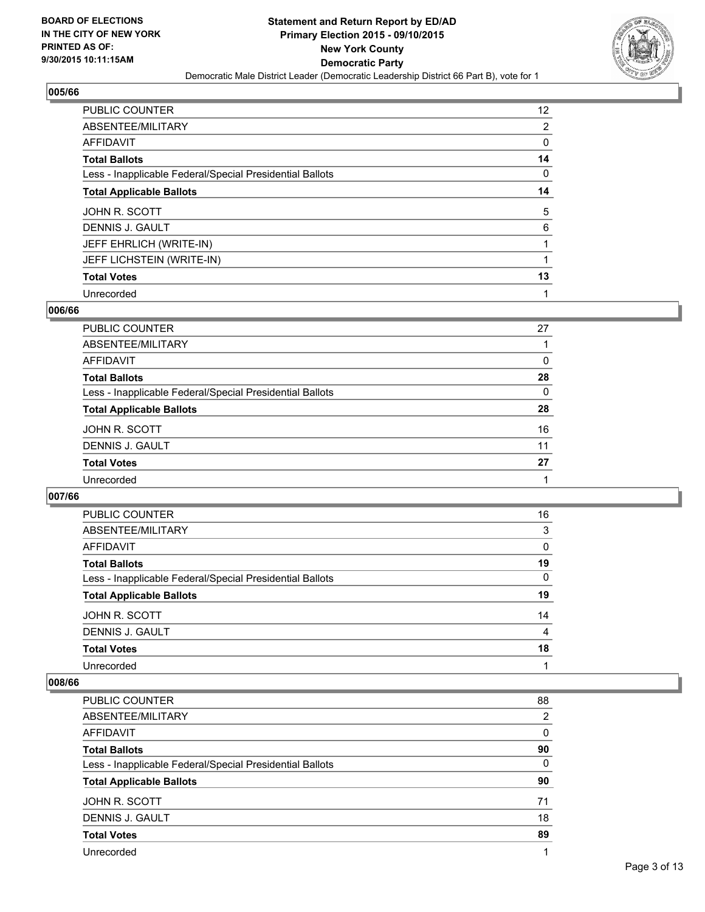**BOARD OF ELECTIONS IN THE CITY OF NEW YORK PRINTED AS OF: 9/30/2015 10:11:15AM**

**Statement and Return Report by ED/AD Primary Election 2015 - 09/10/2015 New York County Democratic Party**

Democratic Male District Leader (Democratic Leadership District 66 Part B), vote for 1

### 005/66

| | |
|---|---|
| PUBLIC COUNTER | 12 |
| ABSENTEE/MILITARY | 2 |
| AFFIDAVIT | 0 |
| **Total Ballots** | **14** |
| Less - Inapplicable Federal/Special Presidential Ballots | 0 |
| **Total Applicable Ballots** | **14** |
| JOHN R. SCOTT | 5 |
| DENNIS J. GAULT | 6 |
| JEFF EHRLICH (WRITE-IN) | 1 |
| JEFF LICHSTEIN (WRITE-IN) | 1 |
| **Total Votes** | **13** |
| Unrecorded | 1 |

### 006/66

| | |
|---|---|
| PUBLIC COUNTER | 27 |
| ABSENTEE/MILITARY | 1 |
| AFFIDAVIT | 0 |
| **Total Ballots** | **28** |
| Less - Inapplicable Federal/Special Presidential Ballots | 0 |
| **Total Applicable Ballots** | **28** |
| JOHN R. SCOTT | 16 |
| DENNIS J. GAULT | 11 |
| **Total Votes** | **27** |
| Unrecorded | 1 |

### 007/66

| | |
|---|---|
| PUBLIC COUNTER | 16 |
| ABSENTEE/MILITARY | 3 |
| AFFIDAVIT | 0 |
| **Total Ballots** | **19** |
| Less - Inapplicable Federal/Special Presidential Ballots | 0 |
| **Total Applicable Ballots** | **19** |
| JOHN R. SCOTT | 14 |
| DENNIS J. GAULT | 4 |
| **Total Votes** | **18** |
| Unrecorded | 1 |

### 008/66

| | |
|---|---|
| PUBLIC COUNTER | 88 |
| ABSENTEE/MILITARY | 2 |
| AFFIDAVIT | 0 |
| **Total Ballots** | **90** |
| Less - Inapplicable Federal/Special Presidential Ballots | 0 |
| **Total Applicable Ballots** | **90** |
| JOHN R. SCOTT | 71 |
| DENNIS J. GAULT | 18 |
| **Total Votes** | **89** |
| Unrecorded | 1 |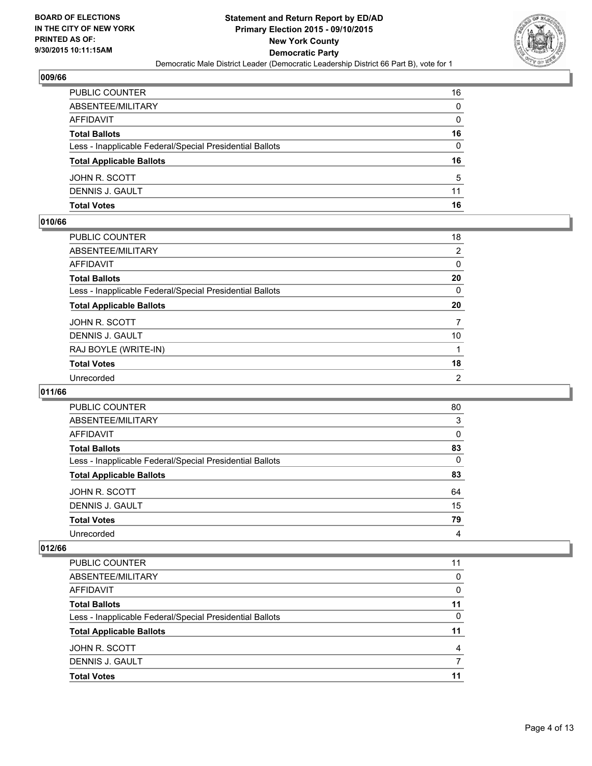## 009/66

| | |
|---|---|
| PUBLIC COUNTER | 16 |
| ABSENTEE/MILITARY | 0 |
| AFFIDAVIT | 0 |
| **Total Ballots** | **16** |
| Less - Inapplicable Federal/Special Presidential Ballots | 0 |
| **Total Applicable Ballots** | **16** |
| JOHN R. SCOTT | 5 |
| DENNIS J. GAULT | 11 |
| **Total Votes** | **16** |

## 010/66

| | |
|---|---|
| PUBLIC COUNTER | 18 |
| ABSENTEE/MILITARY | 2 |
| AFFIDAVIT | 0 |
| **Total Ballots** | **20** |
| Less - Inapplicable Federal/Special Presidential Ballots | 0 |
| **Total Applicable Ballots** | **20** |
| JOHN R. SCOTT | 7 |
| DENNIS J. GAULT | 10 |
| RAJ BOYLE (WRITE-IN) | 1 |
| **Total Votes** | **18** |
| Unrecorded | 2 |

## 011/66

| | |
|---|---|
| PUBLIC COUNTER | 80 |
| ABSENTEE/MILITARY | 3 |
| AFFIDAVIT | 0 |
| **Total Ballots** | **83** |
| Less - Inapplicable Federal/Special Presidential Ballots | 0 |
| **Total Applicable Ballots** | **83** |
| JOHN R. SCOTT | 64 |
| DENNIS J. GAULT | 15 |
| **Total Votes** | **79** |
| Unrecorded | 4 |

## 012/66

| | |
|---|---|
| PUBLIC COUNTER | 11 |
| ABSENTEE/MILITARY | 0 |
| AFFIDAVIT | 0 |
| **Total Ballots** | **11** |
| Less - Inapplicable Federal/Special Presidential Ballots | 0 |
| **Total Applicable Ballots** | **11** |
| JOHN R. SCOTT | 4 |
| DENNIS J. GAULT | 7 |
| **Total Votes** | **11** |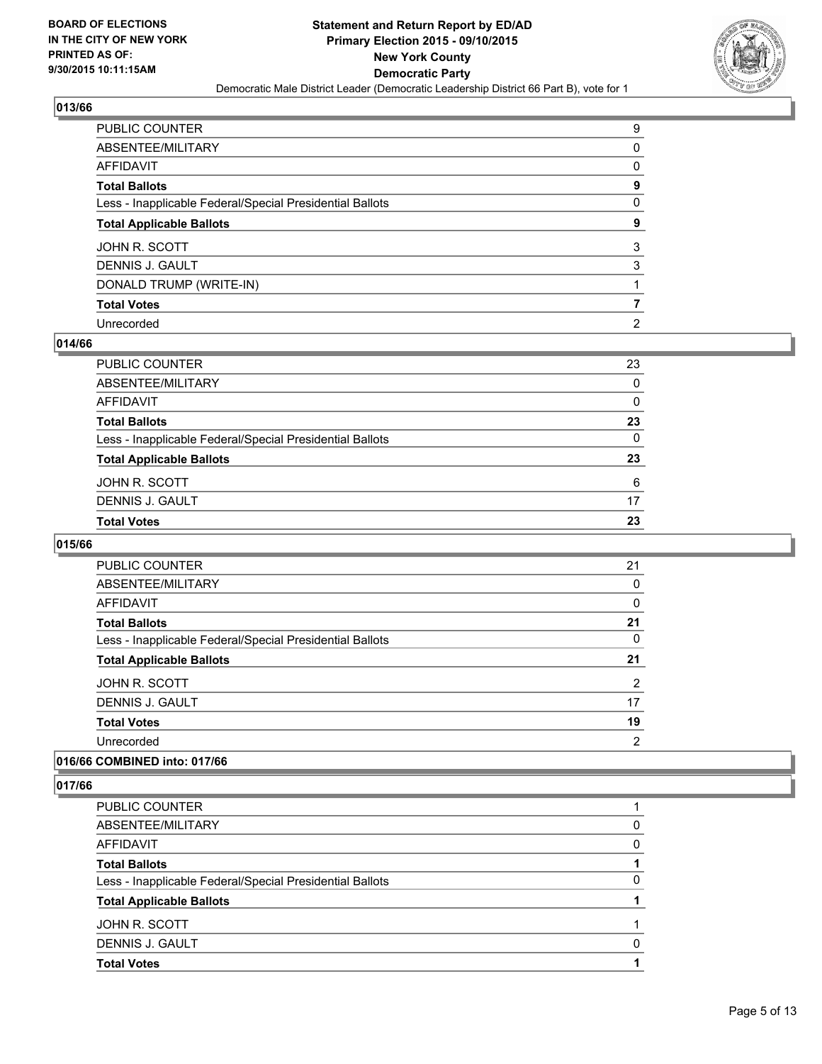## 013/66

| | |
|---|---|
| PUBLIC COUNTER | 9 |
| ABSENTEE/MILITARY | 0 |
| AFFIDAVIT | 0 |
| **Total Ballots** | **9** |
| Less - Inapplicable Federal/Special Presidential Ballots | 0 |
| **Total Applicable Ballots** | **9** |
| JOHN R. SCOTT | 3 |
| DENNIS J. GAULT | 3 |
| DONALD TRUMP (WRITE-IN) | 1 |
| **Total Votes** | **7** |
| Unrecorded | 2 |

## 014/66

| | |
|---|---|
| PUBLIC COUNTER | 23 |
| ABSENTEE/MILITARY | 0 |
| AFFIDAVIT | 0 |
| **Total Ballots** | **23** |
| Less - Inapplicable Federal/Special Presidential Ballots | 0 |
| **Total Applicable Ballots** | **23** |
| JOHN R. SCOTT | 6 |
| DENNIS J. GAULT | 17 |
| **Total Votes** | **23** |

## 015/66

| | |
|---|---|
| PUBLIC COUNTER | 21 |
| ABSENTEE/MILITARY | 0 |
| AFFIDAVIT | 0 |
| **Total Ballots** | **21** |
| Less - Inapplicable Federal/Special Presidential Ballots | 0 |
| **Total Applicable Ballots** | **21** |
| JOHN R. SCOTT | 2 |
| DENNIS J. GAULT | 17 |
| **Total Votes** | **19** |
| Unrecorded | 2 |

## 016/66 COMBINED into: 017/66

## 017/66

| | |
|---|---|
| PUBLIC COUNTER | 1 |
| ABSENTEE/MILITARY | 0 |
| AFFIDAVIT | 0 |
| **Total Ballots** | **1** |
| Less - Inapplicable Federal/Special Presidential Ballots | 0 |
| **Total Applicable Ballots** | **1** |
| JOHN R. SCOTT | 1 |
| DENNIS J. GAULT | 0 |
| **Total Votes** | **1** |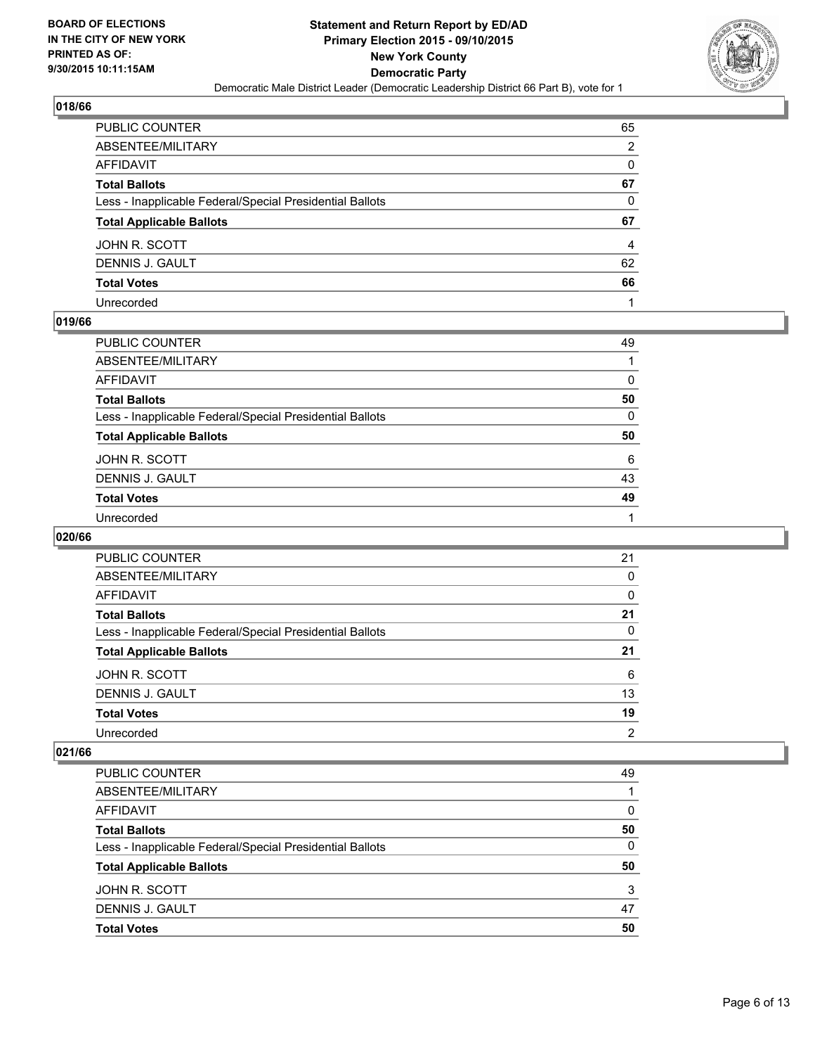## 018/66

| | |
|---|---|
| PUBLIC COUNTER | 65 |
| ABSENTEE/MILITARY | 2 |
| AFFIDAVIT | 0 |
| **Total Ballots** | **67** |
| Less - Inapplicable Federal/Special Presidential Ballots | 0 |
| **Total Applicable Ballots** | **67** |
| JOHN R. SCOTT | 4 |
| DENNIS J. GAULT | 62 |
| **Total Votes** | **66** |
| Unrecorded | 1 |

## 019/66

| | |
|---|---|
| PUBLIC COUNTER | 49 |
| ABSENTEE/MILITARY | 1 |
| AFFIDAVIT | 0 |
| **Total Ballots** | **50** |
| Less - Inapplicable Federal/Special Presidential Ballots | 0 |
| **Total Applicable Ballots** | **50** |
| JOHN R. SCOTT | 6 |
| DENNIS J. GAULT | 43 |
| **Total Votes** | **49** |
| Unrecorded | 1 |

## 020/66

| | |
|---|---|
| PUBLIC COUNTER | 21 |
| ABSENTEE/MILITARY | 0 |
| AFFIDAVIT | 0 |
| **Total Ballots** | **21** |
| Less - Inapplicable Federal/Special Presidential Ballots | 0 |
| **Total Applicable Ballots** | **21** |
| JOHN R. SCOTT | 6 |
| DENNIS J. GAULT | 13 |
| **Total Votes** | **19** |
| Unrecorded | 2 |

## 021/66

| | |
|---|---|
| PUBLIC COUNTER | 49 |
| ABSENTEE/MILITARY | 1 |
| AFFIDAVIT | 0 |
| **Total Ballots** | **50** |
| Less - Inapplicable Federal/Special Presidential Ballots | 0 |
| **Total Applicable Ballots** | **50** |
| JOHN R. SCOTT | 3 |
| DENNIS J. GAULT | 47 |
| **Total Votes** | **50** |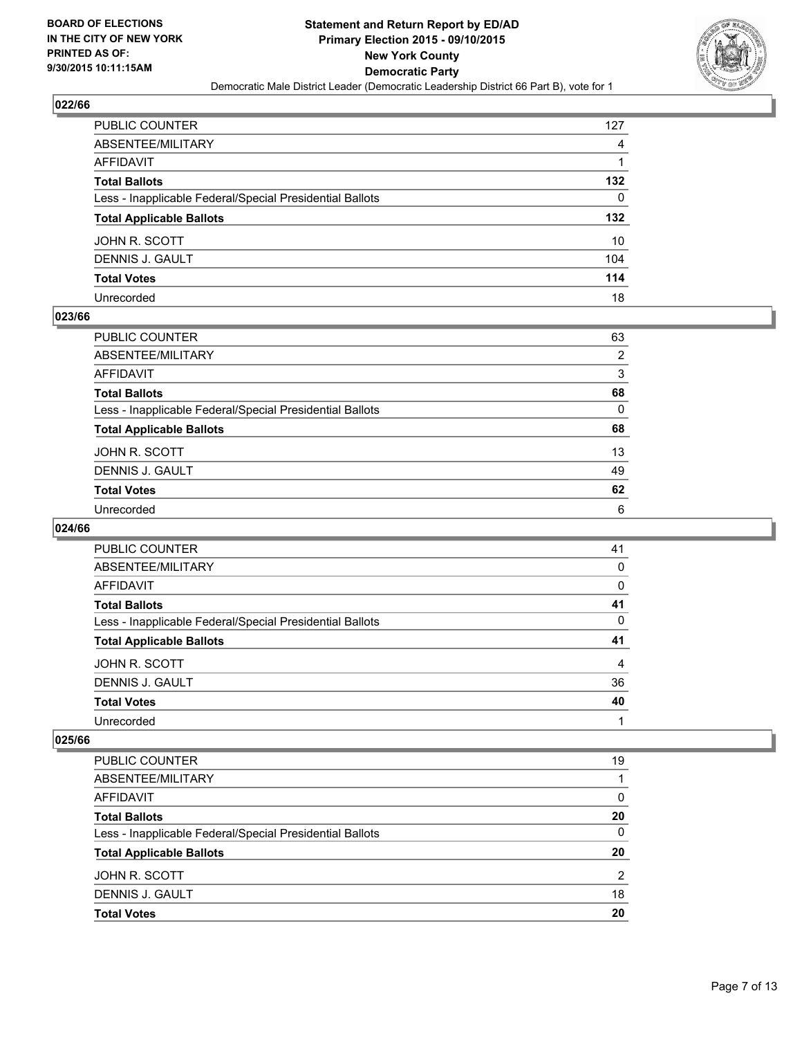### 022/66

| | |
|---|---|
| PUBLIC COUNTER | 127 |
| ABSENTEE/MILITARY | 4 |
| AFFIDAVIT | 1 |
| **Total Ballots** | **132** |
| Less - Inapplicable Federal/Special Presidential Ballots | 0 |
| **Total Applicable Ballots** | **132** |
| JOHN R. SCOTT | 10 |
| DENNIS J. GAULT | 104 |
| **Total Votes** | **114** |
| Unrecorded | 18 |

### 023/66

| | |
|---|---|
| PUBLIC COUNTER | 63 |
| ABSENTEE/MILITARY | 2 |
| AFFIDAVIT | 3 |
| **Total Ballots** | **68** |
| Less - Inapplicable Federal/Special Presidential Ballots | 0 |
| **Total Applicable Ballots** | **68** |
| JOHN R. SCOTT | 13 |
| DENNIS J. GAULT | 49 |
| **Total Votes** | **62** |
| Unrecorded | 6 |

### 024/66

| | |
|---|---|
| PUBLIC COUNTER | 41 |
| ABSENTEE/MILITARY | 0 |
| AFFIDAVIT | 0 |
| **Total Ballots** | **41** |
| Less - Inapplicable Federal/Special Presidential Ballots | 0 |
| **Total Applicable Ballots** | **41** |
| JOHN R. SCOTT | 4 |
| DENNIS J. GAULT | 36 |
| **Total Votes** | **40** |
| Unrecorded | 1 |

### 025/66

| | |
|---|---|
| PUBLIC COUNTER | 19 |
| ABSENTEE/MILITARY | 1 |
| AFFIDAVIT | 0 |
| **Total Ballots** | **20** |
| Less - Inapplicable Federal/Special Presidential Ballots | 0 |
| **Total Applicable Ballots** | **20** |
| JOHN R. SCOTT | 2 |
| DENNIS J. GAULT | 18 |
| **Total Votes** | **20** |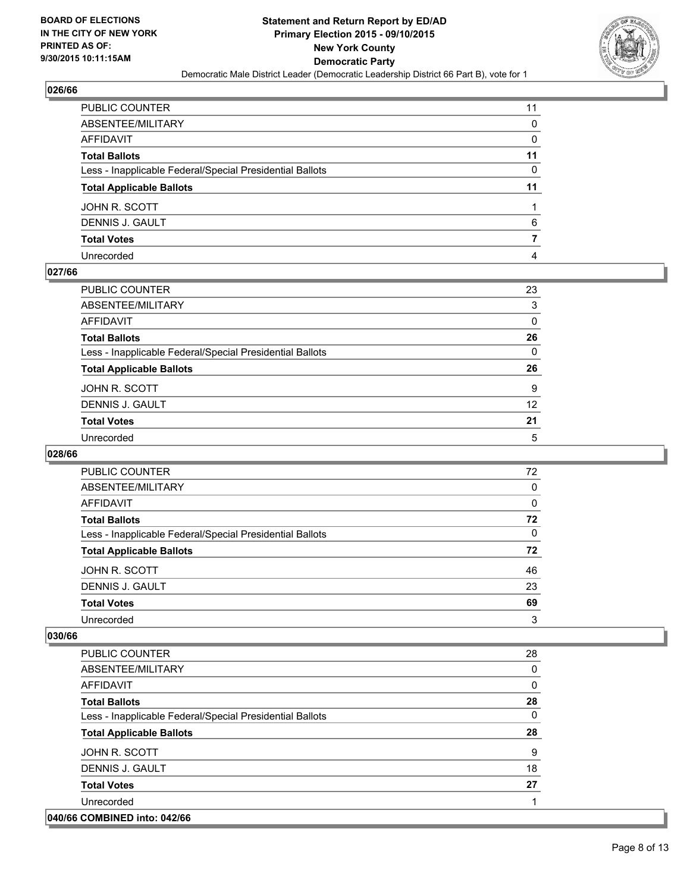## 026/66

| | |
|---|---|
| PUBLIC COUNTER | 11 |
| ABSENTEE/MILITARY | 0 |
| AFFIDAVIT | 0 |
| **Total Ballots** | **11** |
| Less - Inapplicable Federal/Special Presidential Ballots | 0 |
| **Total Applicable Ballots** | **11** |
| JOHN R. SCOTT | 1 |
| DENNIS J. GAULT | 6 |
| **Total Votes** | **7** |
| Unrecorded | 4 |

## 027/66

| | |
|---|---|
| PUBLIC COUNTER | 23 |
| ABSENTEE/MILITARY | 3 |
| AFFIDAVIT | 0 |
| **Total Ballots** | **26** |
| Less - Inapplicable Federal/Special Presidential Ballots | 0 |
| **Total Applicable Ballots** | **26** |
| JOHN R. SCOTT | 9 |
| DENNIS J. GAULT | 12 |
| **Total Votes** | **21** |
| Unrecorded | 5 |

## 028/66

| | |
|---|---|
| PUBLIC COUNTER | 72 |
| ABSENTEE/MILITARY | 0 |
| AFFIDAVIT | 0 |
| **Total Ballots** | **72** |
| Less - Inapplicable Federal/Special Presidential Ballots | 0 |
| **Total Applicable Ballots** | **72** |
| JOHN R. SCOTT | 46 |
| DENNIS J. GAULT | 23 |
| **Total Votes** | **69** |
| Unrecorded | 3 |

## 030/66

| | |
|---|---|
| PUBLIC COUNTER | 28 |
| ABSENTEE/MILITARY | 0 |
| AFFIDAVIT | 0 |
| **Total Ballots** | **28** |
| Less - Inapplicable Federal/Special Presidential Ballots | 0 |
| **Total Applicable Ballots** | **28** |
| JOHN R. SCOTT | 9 |
| DENNIS J. GAULT | 18 |
| **Total Votes** | **27** |
| Unrecorded | 1 |

## 040/66 COMBINED into: 042/66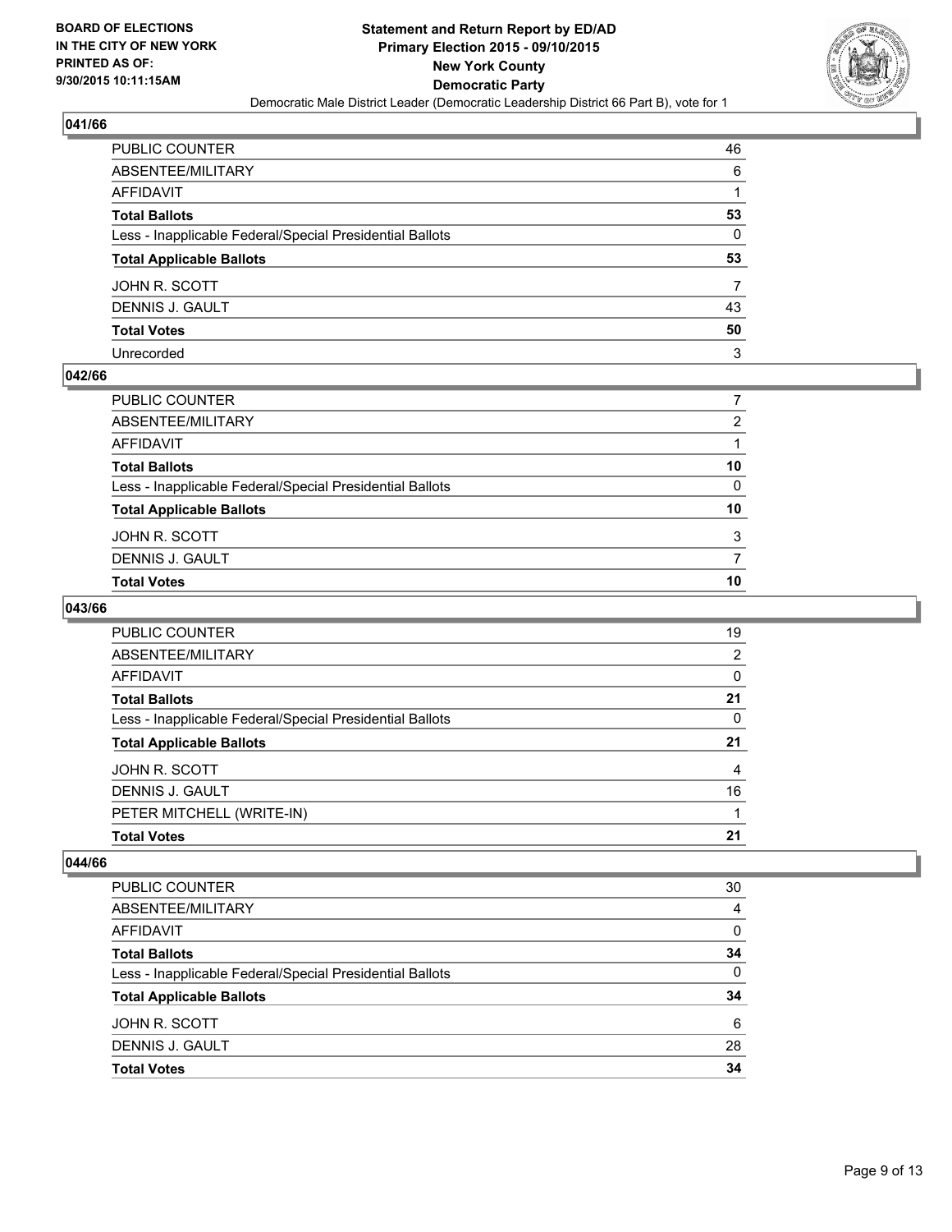**041/66**

| | |
|---|---|
| PUBLIC COUNTER | 46 |
| ABSENTEE/MILITARY | 6 |
| AFFIDAVIT | 1 |
| **Total Ballots** | **53** |
| Less - Inapplicable Federal/Special Presidential Ballots | 0 |
| **Total Applicable Ballots** | **53** |
| JOHN R. SCOTT | 7 |
| DENNIS J. GAULT | 43 |
| **Total Votes** | **50** |
| Unrecorded | 3 |

**042/66**

| | |
|---|---|
| PUBLIC COUNTER | 7 |
| ABSENTEE/MILITARY | 2 |
| AFFIDAVIT | 1 |
| **Total Ballots** | **10** |
| Less - Inapplicable Federal/Special Presidential Ballots | 0 |
| **Total Applicable Ballots** | **10** |
| JOHN R. SCOTT | 3 |
| DENNIS J. GAULT | 7 |
| **Total Votes** | **10** |

**043/66**

| | |
|---|---|
| PUBLIC COUNTER | 19 |
| ABSENTEE/MILITARY | 2 |
| AFFIDAVIT | 0 |
| **Total Ballots** | **21** |
| Less - Inapplicable Federal/Special Presidential Ballots | 0 |
| **Total Applicable Ballots** | **21** |
| JOHN R. SCOTT | 4 |
| DENNIS J. GAULT | 16 |
| PETER MITCHELL (WRITE-IN) | 1 |
| **Total Votes** | **21** |

**044/66**

| | |
|---|---|
| PUBLIC COUNTER | 30 |
| ABSENTEE/MILITARY | 4 |
| AFFIDAVIT | 0 |
| **Total Ballots** | **34** |
| Less - Inapplicable Federal/Special Presidential Ballots | 0 |
| **Total Applicable Ballots** | **34** |
| JOHN R. SCOTT | 6 |
| DENNIS J. GAULT | 28 |
| **Total Votes** | **34** |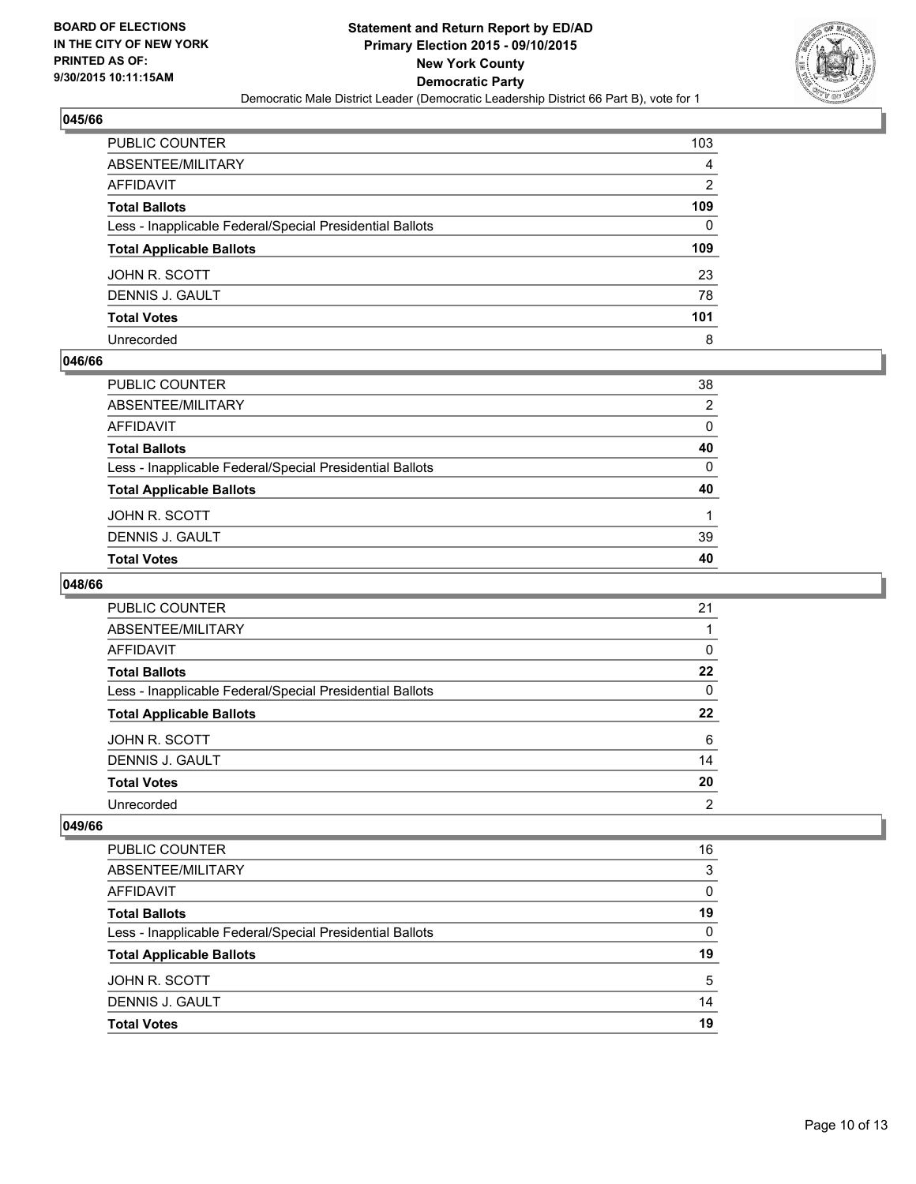## 045/66

| | |
|---|---|
| PUBLIC COUNTER | 103 |
| ABSENTEE/MILITARY | 4 |
| AFFIDAVIT | 2 |
| **Total Ballots** | **109** |
| Less - Inapplicable Federal/Special Presidential Ballots | 0 |
| **Total Applicable Ballots** | **109** |
| JOHN R. SCOTT | 23 |
| DENNIS J. GAULT | 78 |
| **Total Votes** | **101** |
| Unrecorded | 8 |

## 046/66

| | |
|---|---|
| PUBLIC COUNTER | 38 |
| ABSENTEE/MILITARY | 2 |
| AFFIDAVIT | 0 |
| **Total Ballots** | **40** |
| Less - Inapplicable Federal/Special Presidential Ballots | 0 |
| **Total Applicable Ballots** | **40** |
| JOHN R. SCOTT | 1 |
| DENNIS J. GAULT | 39 |
| **Total Votes** | **40** |

## 048/66

| | |
|---|---|
| PUBLIC COUNTER | 21 |
| ABSENTEE/MILITARY | 1 |
| AFFIDAVIT | 0 |
| **Total Ballots** | **22** |
| Less - Inapplicable Federal/Special Presidential Ballots | 0 |
| **Total Applicable Ballots** | **22** |
| JOHN R. SCOTT | 6 |
| DENNIS J. GAULT | 14 |
| **Total Votes** | **20** |
| Unrecorded | 2 |

## 049/66

| | |
|---|---|
| PUBLIC COUNTER | 16 |
| ABSENTEE/MILITARY | 3 |
| AFFIDAVIT | 0 |
| **Total Ballots** | **19** |
| Less - Inapplicable Federal/Special Presidential Ballots | 0 |
| **Total Applicable Ballots** | **19** |
| JOHN R. SCOTT | 5 |
| DENNIS J. GAULT | 14 |
| **Total Votes** | **19** |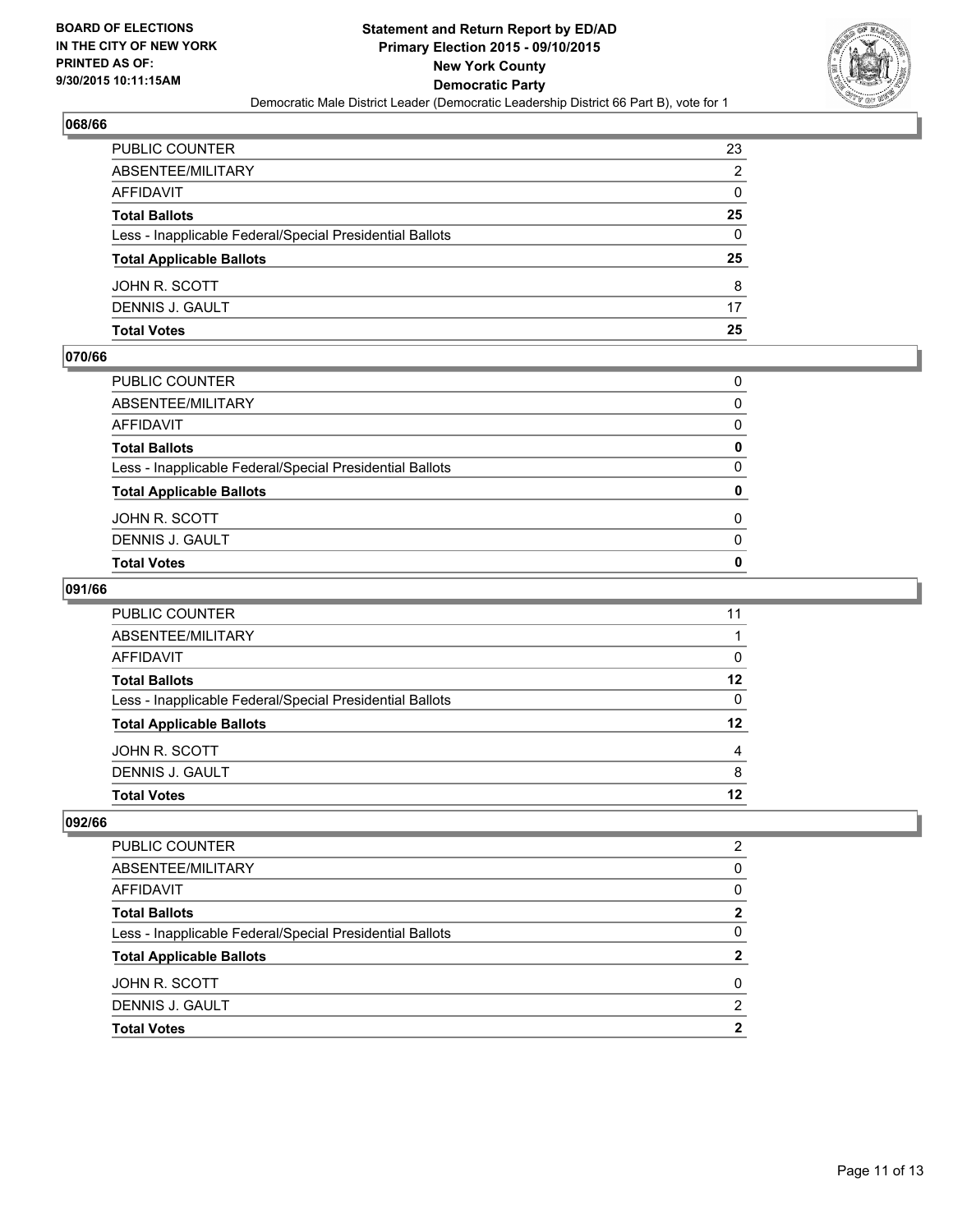BOARD OF ELECTIONS
IN THE CITY OF NEW YORK
PRINTED AS OF:
9/30/2015 10:11:15AM

**Statement and Return Report by ED/AD**
**Primary Election 2015 - 09/10/2015**
**New York County**
**Democratic Party**
Democratic Male District Leader (Democratic Leadership District 66 Part B), vote for 1

### 068/66

| | |
|---|---|
| PUBLIC COUNTER | 23 |
| ABSENTEE/MILITARY | 2 |
| AFFIDAVIT | 0 |
| **Total Ballots** | **25** |
| Less - Inapplicable Federal/Special Presidential Ballots | 0 |
| **Total Applicable Ballots** | **25** |
| JOHN R. SCOTT | 8 |
| DENNIS J. GAULT | 17 |
| **Total Votes** | **25** |

### 070/66

| | |
|---|---|
| PUBLIC COUNTER | 0 |
| ABSENTEE/MILITARY | 0 |
| AFFIDAVIT | 0 |
| **Total Ballots** | **0** |
| Less - Inapplicable Federal/Special Presidential Ballots | 0 |
| **Total Applicable Ballots** | **0** |
| JOHN R. SCOTT | 0 |
| DENNIS J. GAULT | 0 |
| **Total Votes** | **0** |

### 091/66

| | |
|---|---|
| PUBLIC COUNTER | 11 |
| ABSENTEE/MILITARY | 1 |
| AFFIDAVIT | 0 |
| **Total Ballots** | **12** |
| Less - Inapplicable Federal/Special Presidential Ballots | 0 |
| **Total Applicable Ballots** | **12** |
| JOHN R. SCOTT | 4 |
| DENNIS J. GAULT | 8 |
| **Total Votes** | **12** |

### 092/66

| | |
|---|---|
| PUBLIC COUNTER | 2 |
| ABSENTEE/MILITARY | 0 |
| AFFIDAVIT | 0 |
| **Total Ballots** | **2** |
| Less - Inapplicable Federal/Special Presidential Ballots | 0 |
| **Total Applicable Ballots** | **2** |
| JOHN R. SCOTT | 0 |
| DENNIS J. GAULT | 2 |
| **Total Votes** | **2** |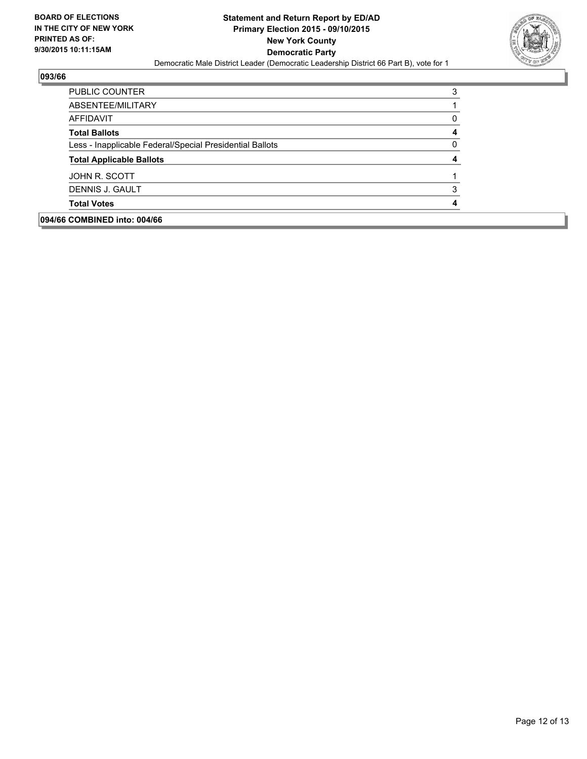**093/66**

| | |
|---|---|
| PUBLIC COUNTER | 3 |
| ABSENTEE/MILITARY | 1 |
| AFFIDAVIT | 0 |
| **Total Ballots** | **4** |
| Less - Inapplicable Federal/Special Presidential Ballots | 0 |
| **Total Applicable Ballots** | **4** |
| JOHN R. SCOTT | 1 |
| DENNIS J. GAULT | 3 |
| **Total Votes** | **4** |

**094/66 COMBINED into: 004/66**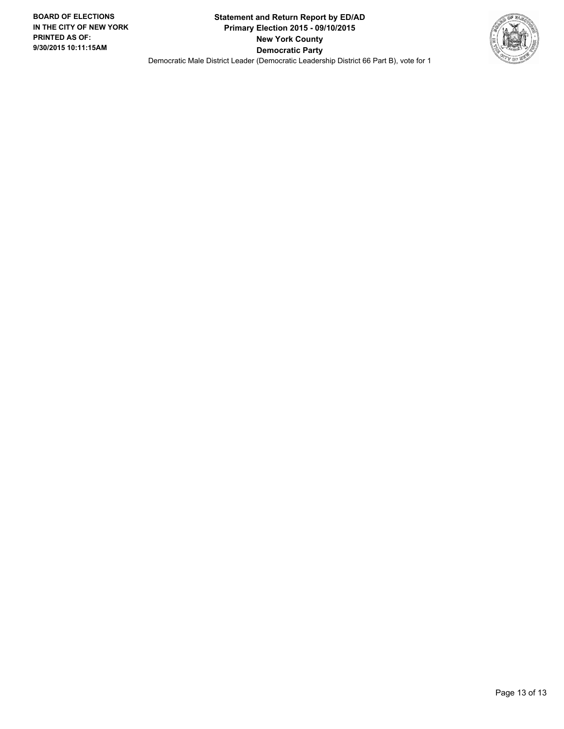**BOARD OF ELECTIONS IN THE CITY OF NEW YORK**
**PRINTED AS OF:**
**9/30/2015 10:11:15AM**

**Statement and Return Report by ED/AD**
**Primary Election 2015 - 09/10/2015**
**New York County**
**Democratic Party**

Democratic Male District Leader (Democratic Leadership District 66 Part B), vote for 1